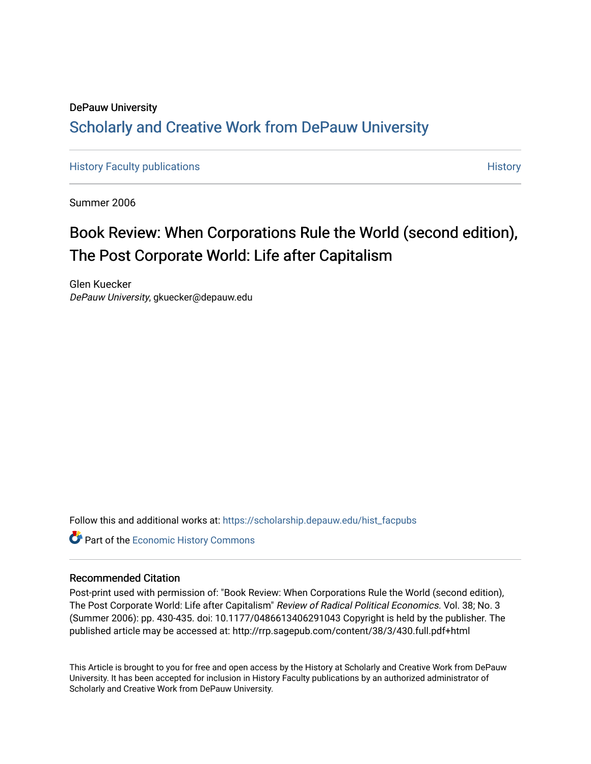DePauw University

# Scholarly and Creative Work from DePauw University

History Faculty publications | History

Summer 2006

## Book Review: When Corporations Rule the World (second edition), The Post Corporate World: Life after Capitalism

Glen Kuecker
*DePauw University*, gkuecker@depauw.edu

Follow this and additional works at: https://scholarship.depauw.edu/hist_facpubs

Part of the Economic History Commons

### Recommended Citation

Post-print used with permission of: "Book Review: When Corporations Rule the World (second edition), The Post Corporate World: Life after Capitalism" *Review of Radical Political Economics.* Vol. 38; No. 3 (Summer 2006): pp. 430-435. doi: 10.1177/0486613406291043 Copyright is held by the publisher. The published article may be accessed at: http://rrp.sagepub.com/content/38/3/430.full.pdf+html

This Article is brought to you for free and open access by the History at Scholarly and Creative Work from DePauw University. It has been accepted for inclusion in History Faculty publications by an authorized administrator of Scholarly and Creative Work from DePauw University.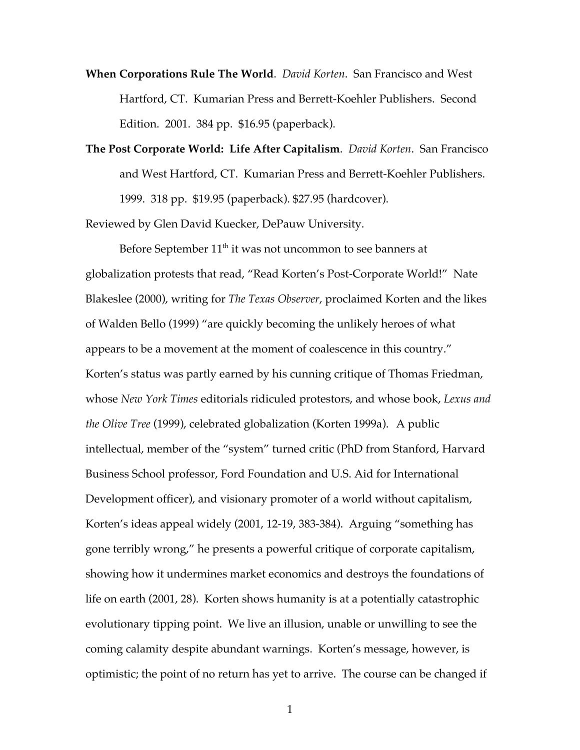**When Corporations Rule The World**. *David Korten*. San Francisco and West Hartford, CT. Kumarian Press and Berrett-Koehler Publishers. Second Edition. 2001. 384 pp. $16.95 (paperback).

**The Post Corporate World: Life After Capitalism**. *David Korten*. San Francisco and West Hartford, CT. Kumarian Press and Berrett-Koehler Publishers. 1999. 318 pp. $19.95 (paperback). $27.95 (hardcover).

Reviewed by Glen David Kuecker, DePauw University.

Before September 11th it was not uncommon to see banners at globalization protests that read, "Read Korten's Post-Corporate World!" Nate Blakeslee (2000), writing for *The Texas Observer*, proclaimed Korten and the likes of Walden Bello (1999) "are quickly becoming the unlikely heroes of what appears to be a movement at the moment of coalescence in this country." Korten's status was partly earned by his cunning critique of Thomas Friedman, whose *New York Times* editorials ridiculed protestors, and whose book, *Lexus and the Olive Tree* (1999), celebrated globalization (Korten 1999a). A public intellectual, member of the "system" turned critic (PhD from Stanford, Harvard Business School professor, Ford Foundation and U.S. Aid for International Development officer), and visionary promoter of a world without capitalism, Korten's ideas appeal widely (2001, 12-19, 383-384). Arguing "something has gone terribly wrong," he presents a powerful critique of corporate capitalism, showing how it undermines market economics and destroys the foundations of life on earth (2001, 28). Korten shows humanity is at a potentially catastrophic evolutionary tipping point. We live an illusion, unable or unwilling to see the coming calamity despite abundant warnings. Korten's message, however, is optimistic; the point of no return has yet to arrive. The course can be changed if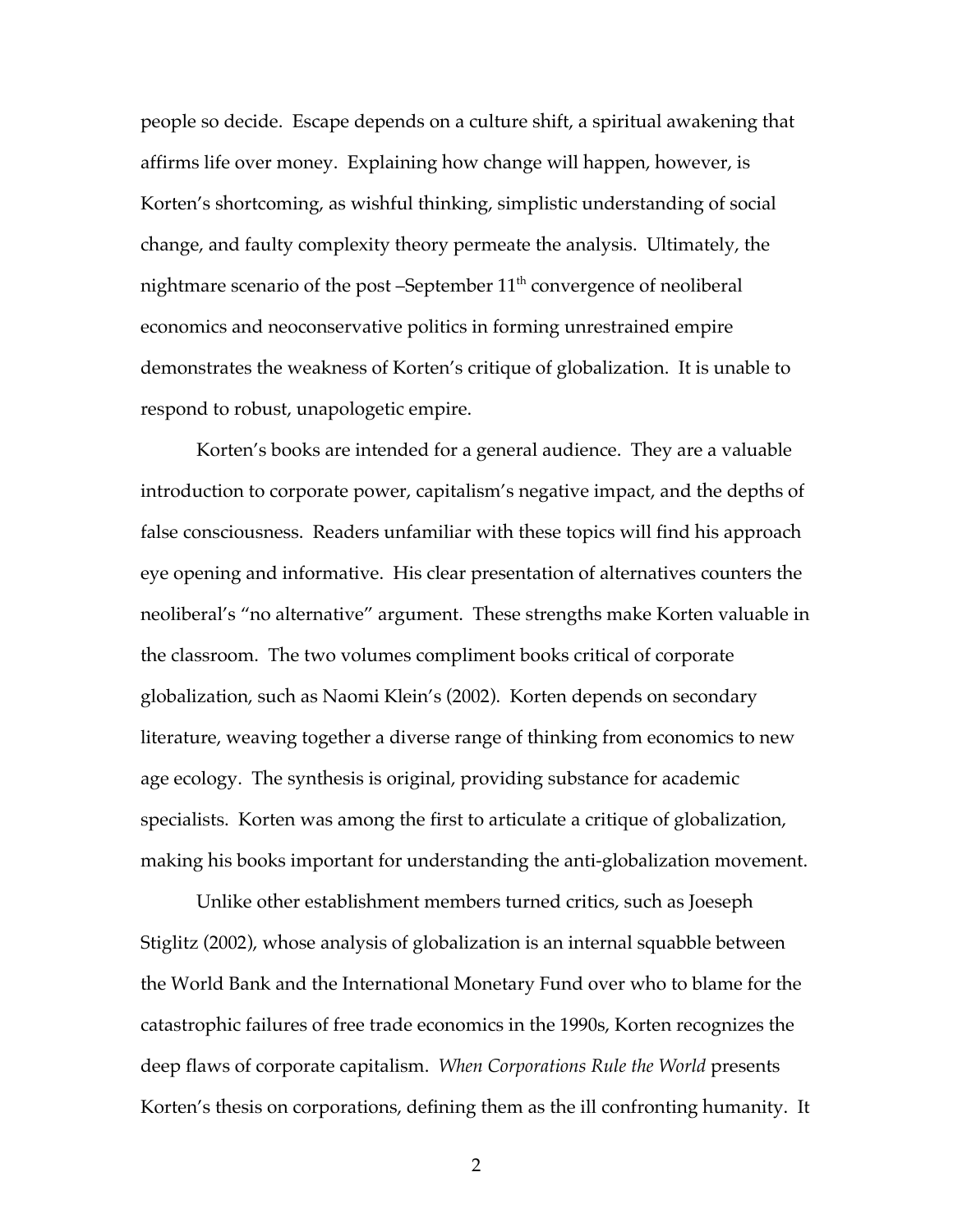people so decide. Escape depends on a culture shift, a spiritual awakening that affirms life over money. Explaining how change will happen, however, is Korten's shortcoming, as wishful thinking, simplistic understanding of social change, and faulty complexity theory permeate the analysis. Ultimately, the nightmare scenario of the post –September 11th convergence of neoliberal economics and neoconservative politics in forming unrestrained empire demonstrates the weakness of Korten's critique of globalization. It is unable to respond to robust, unapologetic empire.

Korten's books are intended for a general audience. They are a valuable introduction to corporate power, capitalism's negative impact, and the depths of false consciousness. Readers unfamiliar with these topics will find his approach eye opening and informative. His clear presentation of alternatives counters the neoliberal's "no alternative" argument. These strengths make Korten valuable in the classroom. The two volumes compliment books critical of corporate globalization, such as Naomi Klein's (2002). Korten depends on secondary literature, weaving together a diverse range of thinking from economics to new age ecology. The synthesis is original, providing substance for academic specialists. Korten was among the first to articulate a critique of globalization, making his books important for understanding the anti-globalization movement.

Unlike other establishment members turned critics, such as Joeseph Stiglitz (2002), whose analysis of globalization is an internal squabble between the World Bank and the International Monetary Fund over who to blame for the catastrophic failures of free trade economics in the 1990s, Korten recognizes the deep flaws of corporate capitalism. *When Corporations Rule the World* presents Korten's thesis on corporations, defining them as the ill confronting humanity. It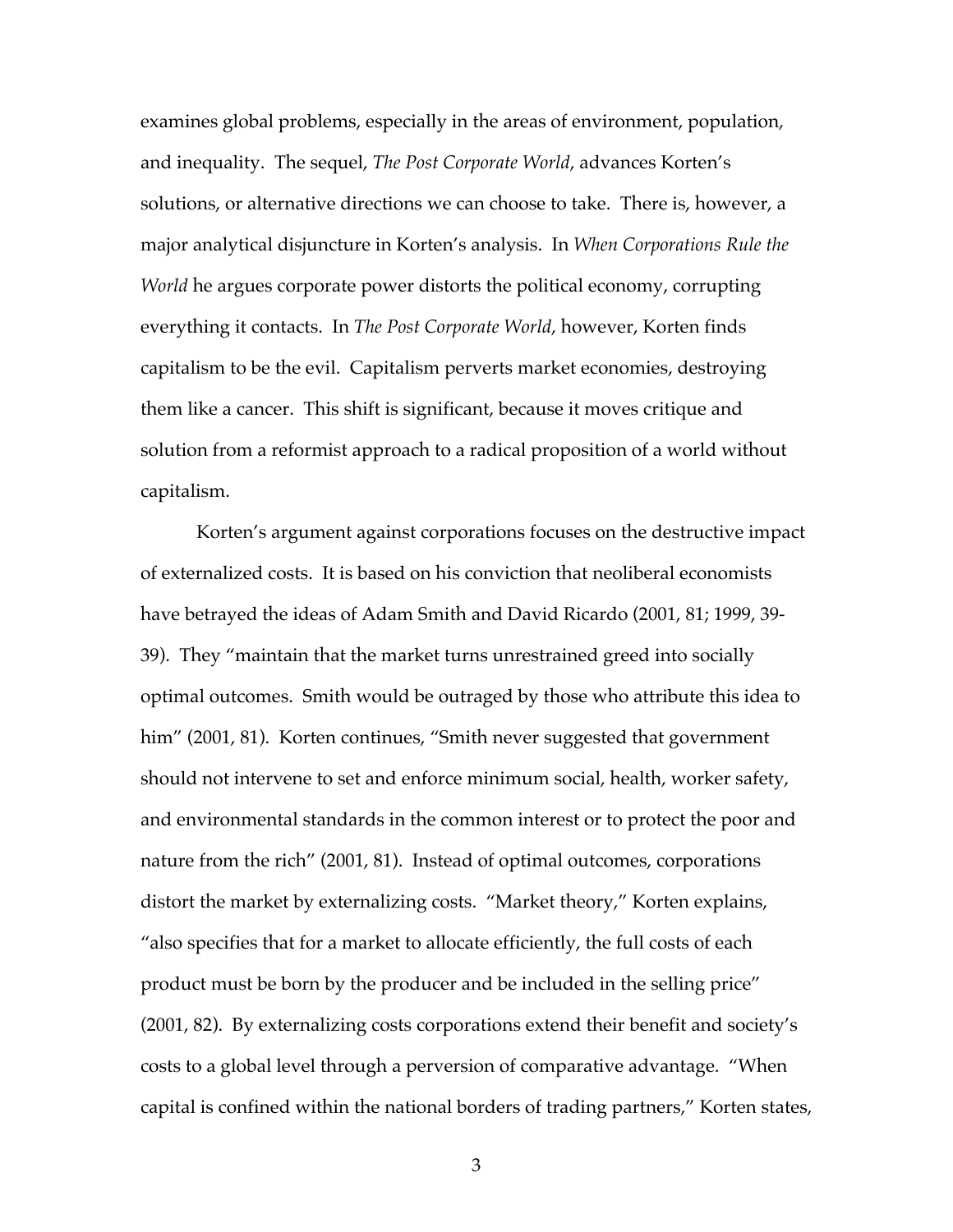examines global problems, especially in the areas of environment, population, and inequality. The sequel, *The Post Corporate World*, advances Korten's solutions, or alternative directions we can choose to take. There is, however, a major analytical disjuncture in Korten's analysis. In *When Corporations Rule the World* he argues corporate power distorts the political economy, corrupting everything it contacts. In *The Post Corporate World*, however, Korten finds capitalism to be the evil. Capitalism perverts market economies, destroying them like a cancer. This shift is significant, because it moves critique and solution from a reformist approach to a radical proposition of a world without capitalism.

Korten's argument against corporations focuses on the destructive impact of externalized costs. It is based on his conviction that neoliberal economists have betrayed the ideas of Adam Smith and David Ricardo (2001, 81; 1999, 39-39). They "maintain that the market turns unrestrained greed into socially optimal outcomes. Smith would be outraged by those who attribute this idea to him" (2001, 81). Korten continues, "Smith never suggested that government should not intervene to set and enforce minimum social, health, worker safety, and environmental standards in the common interest or to protect the poor and nature from the rich" (2001, 81). Instead of optimal outcomes, corporations distort the market by externalizing costs. "Market theory," Korten explains, "also specifies that for a market to allocate efficiently, the full costs of each product must be born by the producer and be included in the selling price" (2001, 82). By externalizing costs corporations extend their benefit and society's costs to a global level through a perversion of comparative advantage. "When capital is confined within the national borders of trading partners," Korten states,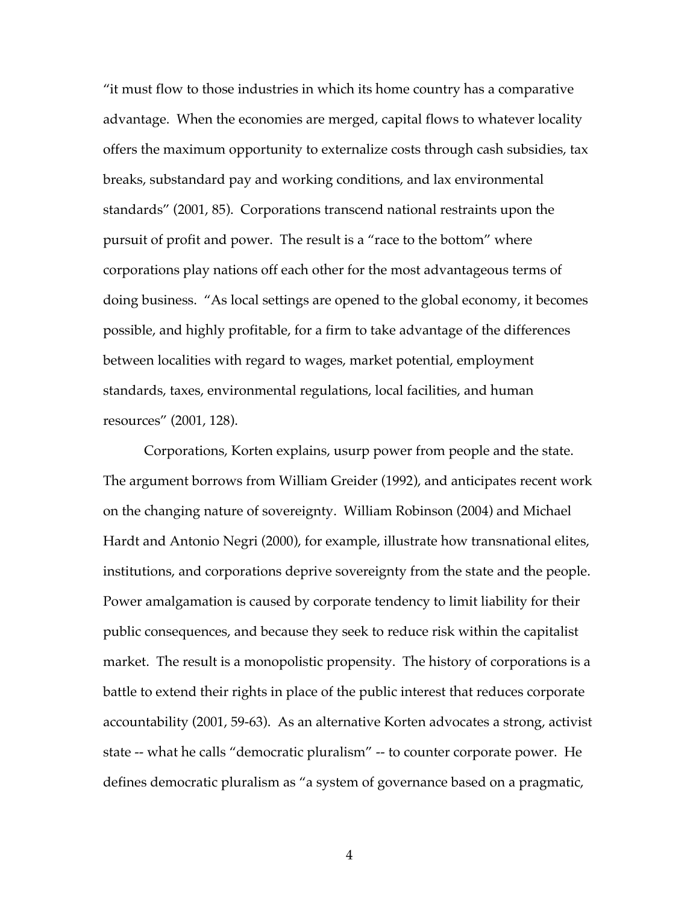"it must flow to those industries in which its home country has a comparative advantage. When the economies are merged, capital flows to whatever locality offers the maximum opportunity to externalize costs through cash subsidies, tax breaks, substandard pay and working conditions, and lax environmental standards" (2001, 85). Corporations transcend national restraints upon the pursuit of profit and power. The result is a "race to the bottom" where corporations play nations off each other for the most advantageous terms of doing business. "As local settings are opened to the global economy, it becomes possible, and highly profitable, for a firm to take advantage of the differences between localities with regard to wages, market potential, employment standards, taxes, environmental regulations, local facilities, and human resources" (2001, 128).

Corporations, Korten explains, usurp power from people and the state. The argument borrows from William Greider (1992), and anticipates recent work on the changing nature of sovereignty. William Robinson (2004) and Michael Hardt and Antonio Negri (2000), for example, illustrate how transnational elites, institutions, and corporations deprive sovereignty from the state and the people. Power amalgamation is caused by corporate tendency to limit liability for their public consequences, and because they seek to reduce risk within the capitalist market. The result is a monopolistic propensity. The history of corporations is a battle to extend their rights in place of the public interest that reduces corporate accountability (2001, 59-63). As an alternative Korten advocates a strong, activist state -- what he calls "democratic pluralism" -- to counter corporate power. He defines democratic pluralism as "a system of governance based on a pragmatic,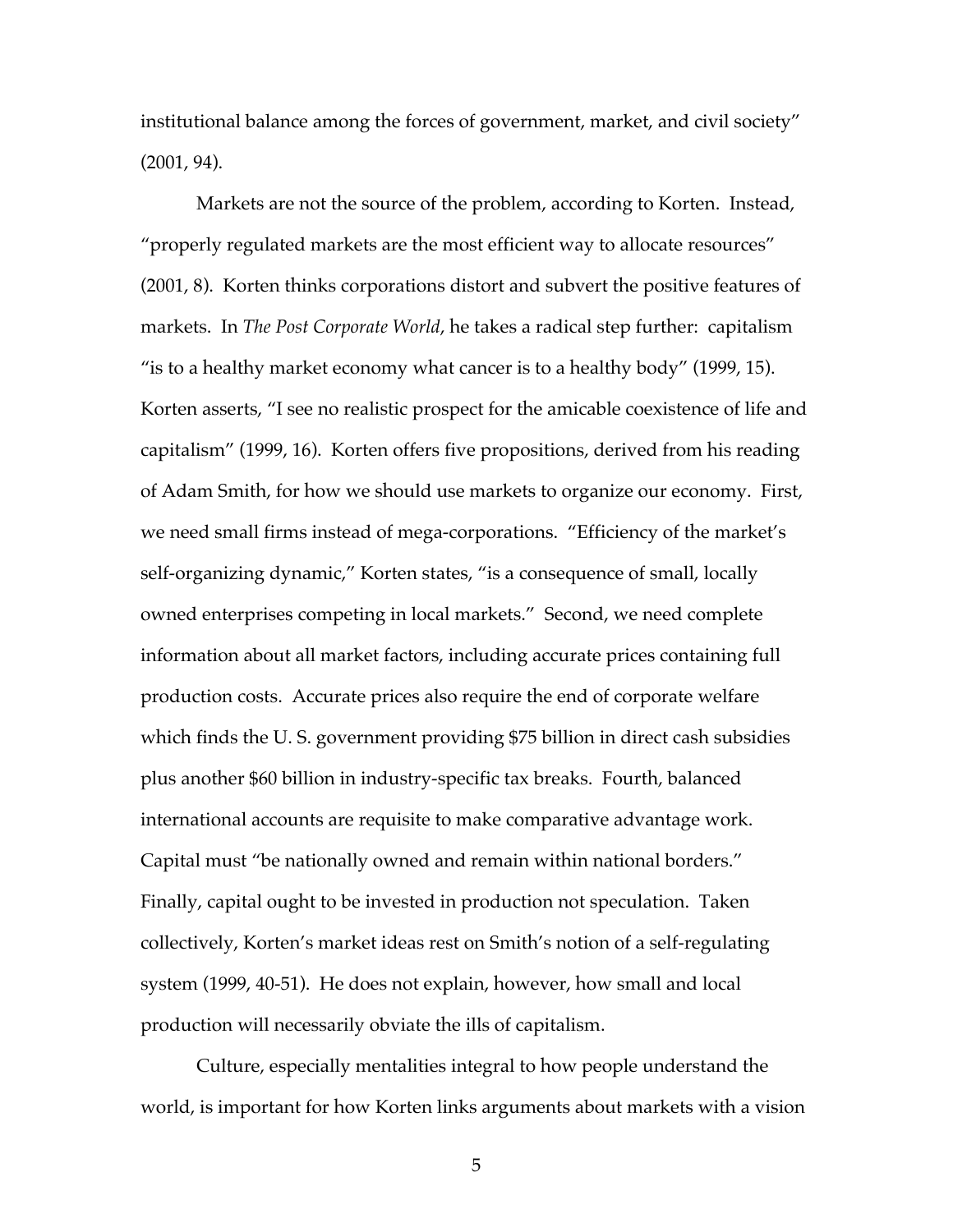institutional balance among the forces of government, market, and civil society" (2001, 94).

Markets are not the source of the problem, according to Korten. Instead, "properly regulated markets are the most efficient way to allocate resources" (2001, 8). Korten thinks corporations distort and subvert the positive features of markets. In *The Post Corporate World*, he takes a radical step further: capitalism "is to a healthy market economy what cancer is to a healthy body" (1999, 15). Korten asserts, "I see no realistic prospect for the amicable coexistence of life and capitalism" (1999, 16). Korten offers five propositions, derived from his reading of Adam Smith, for how we should use markets to organize our economy. First, we need small firms instead of mega-corporations. "Efficiency of the market's self-organizing dynamic," Korten states, "is a consequence of small, locally owned enterprises competing in local markets." Second, we need complete information about all market factors, including accurate prices containing full production costs. Accurate prices also require the end of corporate welfare which finds the U. S. government providing $75 billion in direct cash subsidies plus another $60 billion in industry-specific tax breaks. Fourth, balanced international accounts are requisite to make comparative advantage work. Capital must "be nationally owned and remain within national borders." Finally, capital ought to be invested in production not speculation. Taken collectively, Korten's market ideas rest on Smith's notion of a self-regulating system (1999, 40-51). He does not explain, however, how small and local production will necessarily obviate the ills of capitalism.

Culture, especially mentalities integral to how people understand the world, is important for how Korten links arguments about markets with a vision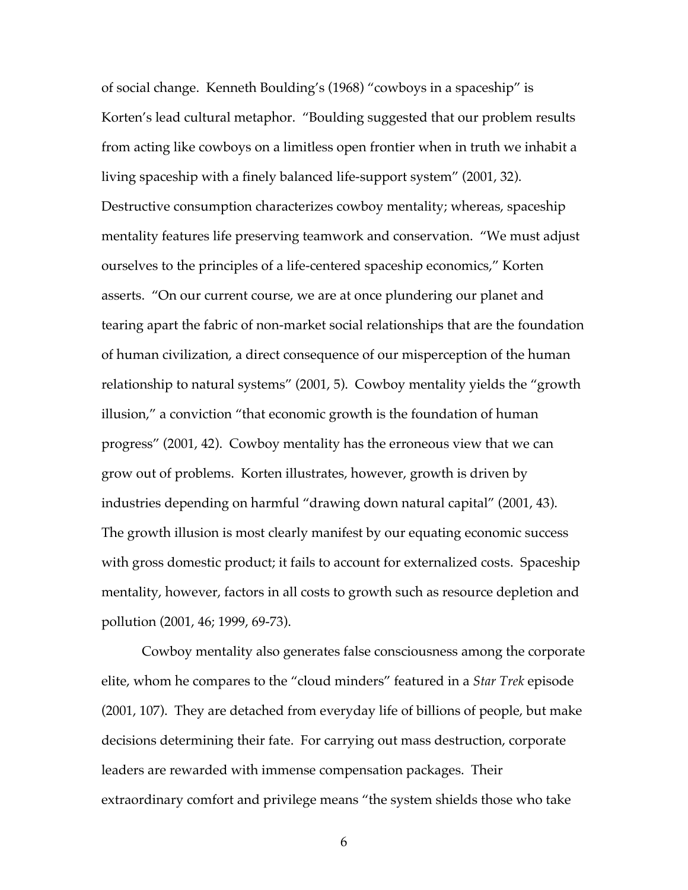of social change. Kenneth Boulding's (1968) "cowboys in a spaceship" is Korten's lead cultural metaphor. "Boulding suggested that our problem results from acting like cowboys on a limitless open frontier when in truth we inhabit a living spaceship with a finely balanced life-support system" (2001, 32). Destructive consumption characterizes cowboy mentality; whereas, spaceship mentality features life preserving teamwork and conservation. "We must adjust ourselves to the principles of a life-centered spaceship economics," Korten asserts. "On our current course, we are at once plundering our planet and tearing apart the fabric of non-market social relationships that are the foundation of human civilization, a direct consequence of our misperception of the human relationship to natural systems" (2001, 5). Cowboy mentality yields the "growth illusion," a conviction "that economic growth is the foundation of human progress" (2001, 42). Cowboy mentality has the erroneous view that we can grow out of problems. Korten illustrates, however, growth is driven by industries depending on harmful "drawing down natural capital" (2001, 43). The growth illusion is most clearly manifest by our equating economic success with gross domestic product; it fails to account for externalized costs. Spaceship mentality, however, factors in all costs to growth such as resource depletion and pollution (2001, 46; 1999, 69-73).

Cowboy mentality also generates false consciousness among the corporate elite, whom he compares to the "cloud minders" featured in a *Star Trek* episode (2001, 107). They are detached from everyday life of billions of people, but make decisions determining their fate. For carrying out mass destruction, corporate leaders are rewarded with immense compensation packages. Their extraordinary comfort and privilege means "the system shields those who take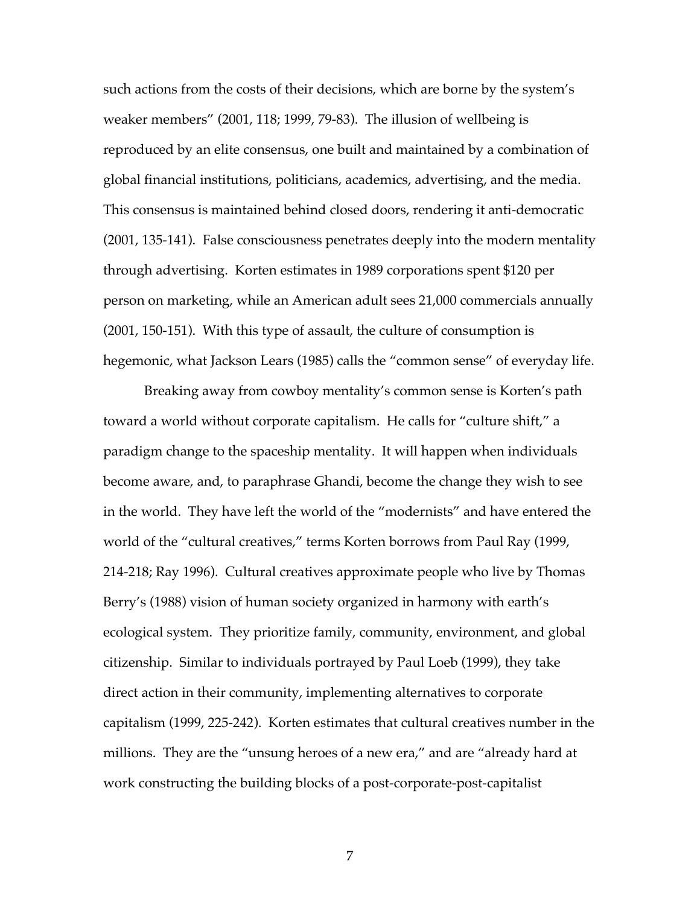such actions from the costs of their decisions, which are borne by the system's weaker members" (2001, 118; 1999, 79-83). The illusion of wellbeing is reproduced by an elite consensus, one built and maintained by a combination of global financial institutions, politicians, academics, advertising, and the media. This consensus is maintained behind closed doors, rendering it anti-democratic (2001, 135-141). False consciousness penetrates deeply into the modern mentality through advertising. Korten estimates in 1989 corporations spent $120 per person on marketing, while an American adult sees 21,000 commercials annually (2001, 150-151). With this type of assault, the culture of consumption is hegemonic, what Jackson Lears (1985) calls the "common sense" of everyday life.

Breaking away from cowboy mentality's common sense is Korten's path toward a world without corporate capitalism. He calls for "culture shift," a paradigm change to the spaceship mentality. It will happen when individuals become aware, and, to paraphrase Ghandi, become the change they wish to see in the world. They have left the world of the "modernists" and have entered the world of the "cultural creatives," terms Korten borrows from Paul Ray (1999, 214-218; Ray 1996). Cultural creatives approximate people who live by Thomas Berry's (1988) vision of human society organized in harmony with earth's ecological system. They prioritize family, community, environment, and global citizenship. Similar to individuals portrayed by Paul Loeb (1999), they take direct action in their community, implementing alternatives to corporate capitalism (1999, 225-242). Korten estimates that cultural creatives number in the millions. They are the "unsung heroes of a new era," and are "already hard at work constructing the building blocks of a post-corporate-post-capitalist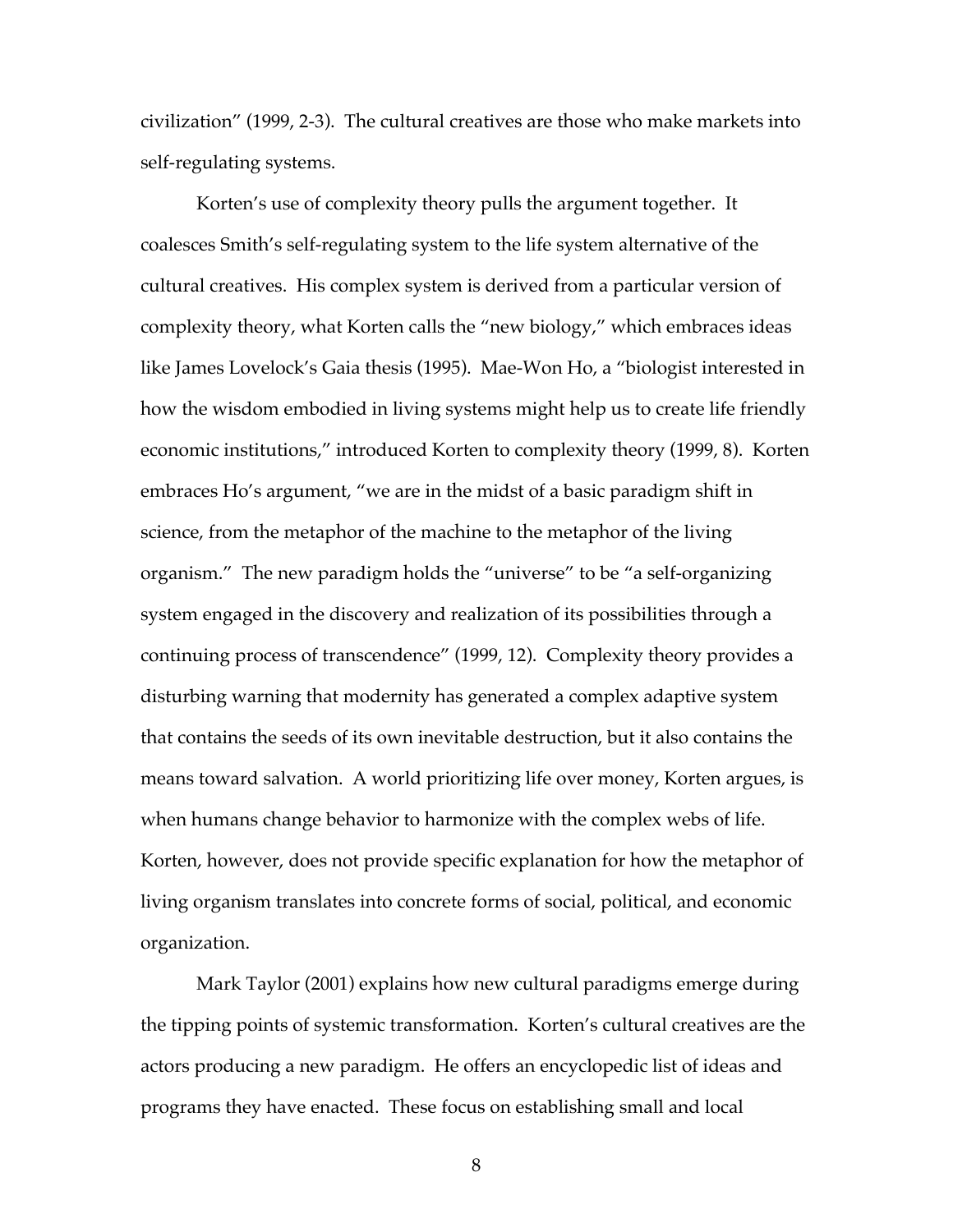civilization" (1999, 2-3). The cultural creatives are those who make markets into self-regulating systems.

Korten's use of complexity theory pulls the argument together. It coalesces Smith's self-regulating system to the life system alternative of the cultural creatives. His complex system is derived from a particular version of complexity theory, what Korten calls the "new biology," which embraces ideas like James Lovelock's Gaia thesis (1995). Mae-Won Ho, a "biologist interested in how the wisdom embodied in living systems might help us to create life friendly economic institutions," introduced Korten to complexity theory (1999, 8). Korten embraces Ho's argument, "we are in the midst of a basic paradigm shift in science, from the metaphor of the machine to the metaphor of the living organism." The new paradigm holds the "universe" to be "a self-organizing system engaged in the discovery and realization of its possibilities through a continuing process of transcendence" (1999, 12). Complexity theory provides a disturbing warning that modernity has generated a complex adaptive system that contains the seeds of its own inevitable destruction, but it also contains the means toward salvation. A world prioritizing life over money, Korten argues, is when humans change behavior to harmonize with the complex webs of life. Korten, however, does not provide specific explanation for how the metaphor of living organism translates into concrete forms of social, political, and economic organization.

Mark Taylor (2001) explains how new cultural paradigms emerge during the tipping points of systemic transformation. Korten's cultural creatives are the actors producing a new paradigm. He offers an encyclopedic list of ideas and programs they have enacted. These focus on establishing small and local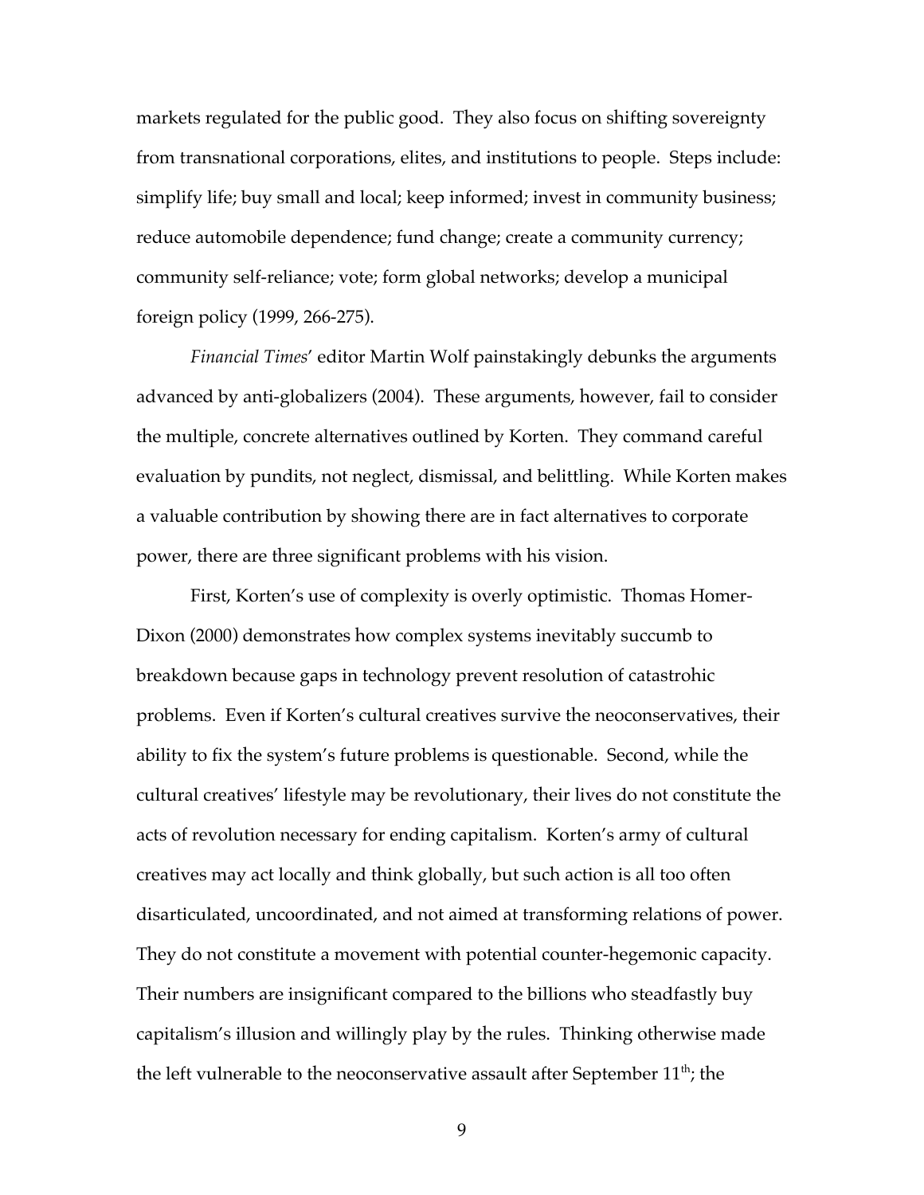markets regulated for the public good. They also focus on shifting sovereignty from transnational corporations, elites, and institutions to people. Steps include: simplify life; buy small and local; keep informed; invest in community business; reduce automobile dependence; fund change; create a community currency; community self-reliance; vote; form global networks; develop a municipal foreign policy (1999, 266-275).

*Financial Times*' editor Martin Wolf painstakingly debunks the arguments advanced by anti-globalizers (2004). These arguments, however, fail to consider the multiple, concrete alternatives outlined by Korten. They command careful evaluation by pundits, not neglect, dismissal, and belittling. While Korten makes a valuable contribution by showing there are in fact alternatives to corporate power, there are three significant problems with his vision.

First, Korten's use of complexity is overly optimistic. Thomas Homer-Dixon (2000) demonstrates how complex systems inevitably succumb to breakdown because gaps in technology prevent resolution of catastrohic problems. Even if Korten's cultural creatives survive the neoconservatives, their ability to fix the system's future problems is questionable. Second, while the cultural creatives' lifestyle may be revolutionary, their lives do not constitute the acts of revolution necessary for ending capitalism. Korten's army of cultural creatives may act locally and think globally, but such action is all too often disarticulated, uncoordinated, and not aimed at transforming relations of power. They do not constitute a movement with potential counter-hegemonic capacity. Their numbers are insignificant compared to the billions who steadfastly buy capitalism's illusion and willingly play by the rules. Thinking otherwise made the left vulnerable to the neoconservative assault after September 11th; the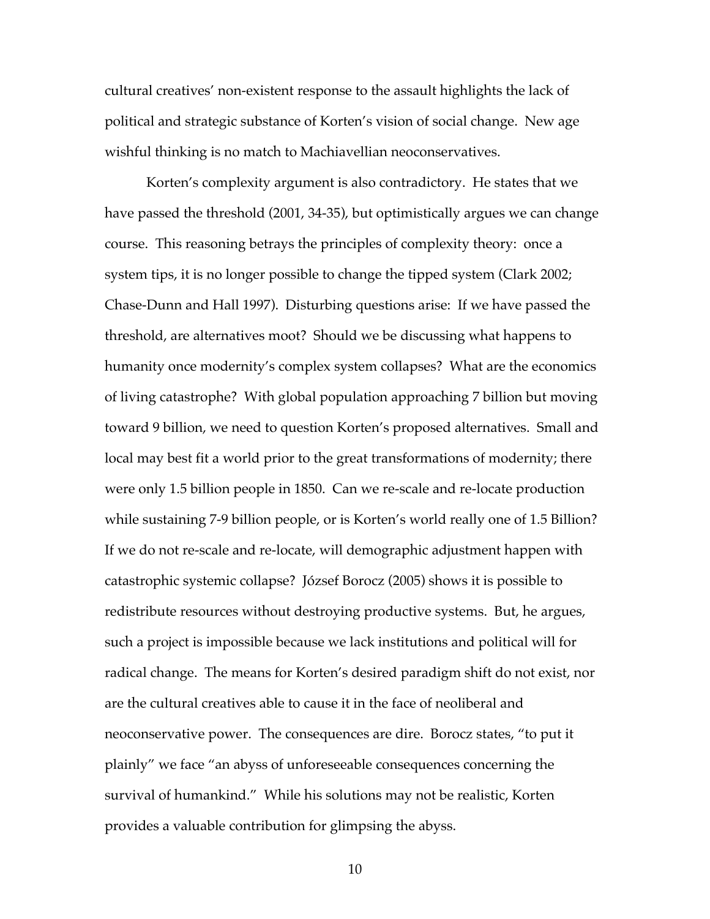cultural creatives' non-existent response to the assault highlights the lack of political and strategic substance of Korten's vision of social change. New age wishful thinking is no match to Machiavellian neoconservatives.

Korten's complexity argument is also contradictory. He states that we have passed the threshold (2001, 34-35), but optimistically argues we can change course. This reasoning betrays the principles of complexity theory: once a system tips, it is no longer possible to change the tipped system (Clark 2002; Chase-Dunn and Hall 1997). Disturbing questions arise: If we have passed the threshold, are alternatives moot? Should we be discussing what happens to humanity once modernity's complex system collapses? What are the economics of living catastrophe? With global population approaching 7 billion but moving toward 9 billion, we need to question Korten's proposed alternatives. Small and local may best fit a world prior to the great transformations of modernity; there were only 1.5 billion people in 1850. Can we re-scale and re-locate production while sustaining 7-9 billion people, or is Korten's world really one of 1.5 Billion? If we do not re-scale and re-locate, will demographic adjustment happen with catastrophic systemic collapse? József Borocz (2005) shows it is possible to redistribute resources without destroying productive systems. But, he argues, such a project is impossible because we lack institutions and political will for radical change. The means for Korten's desired paradigm shift do not exist, nor are the cultural creatives able to cause it in the face of neoliberal and neoconservative power. The consequences are dire. Borocz states, "to put it plainly" we face "an abyss of unforeseeable consequences concerning the survival of humankind." While his solutions may not be realistic, Korten provides a valuable contribution for glimpsing the abyss.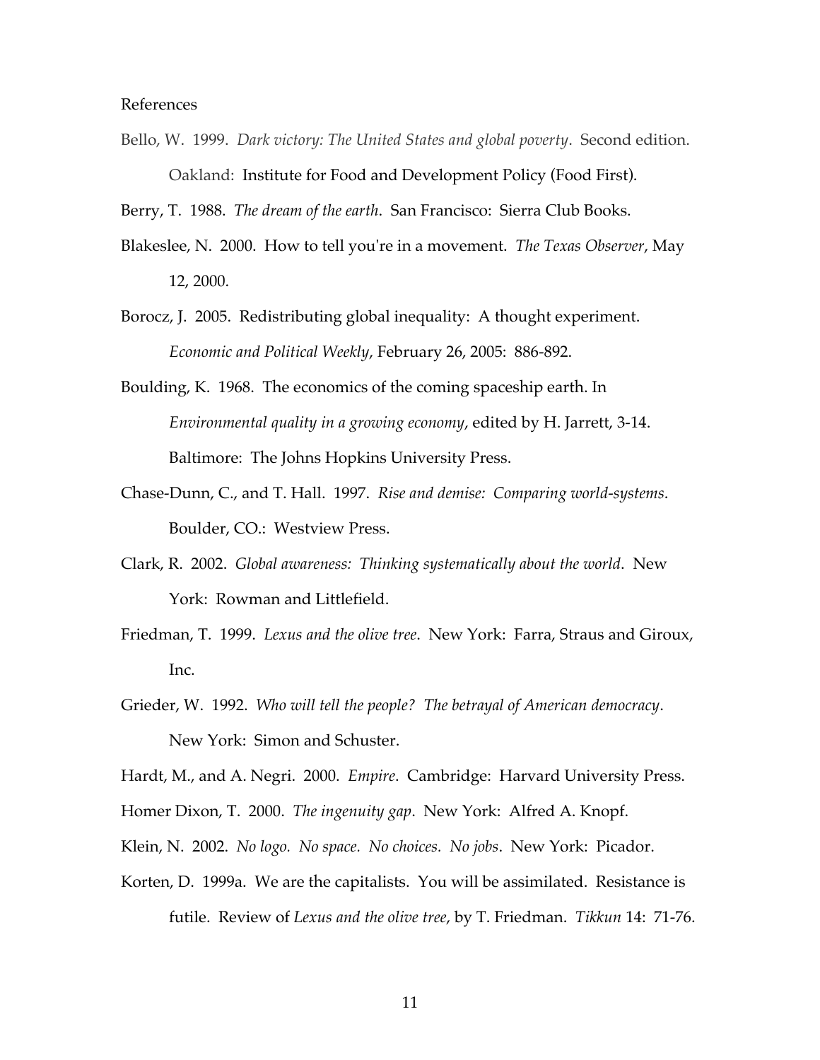References

Bello, W. 1999. *Dark victory: The United States and global poverty*. Second edition. Oakland: Institute for Food and Development Policy (Food First).

Berry, T. 1988. *The dream of the earth*. San Francisco: Sierra Club Books.

Blakeslee, N. 2000. How to tell you're in a movement. *The Texas Observer*, May 12, 2000.

Borocz, J. 2005. Redistributing global inequality: A thought experiment. *Economic and Political Weekly*, February 26, 2005: 886-892.

Boulding, K. 1968. The economics of the coming spaceship earth. In *Environmental quality in a growing economy*, edited by H. Jarrett, 3-14. Baltimore: The Johns Hopkins University Press.

Chase-Dunn, C., and T. Hall. 1997. *Rise and demise: Comparing world-systems*. Boulder, CO.: Westview Press.

Clark, R. 2002. *Global awareness: Thinking systematically about the world*. New York: Rowman and Littlefield.

Friedman, T. 1999. *Lexus and the olive tree*. New York: Farra, Straus and Giroux, Inc.

Grieder, W. 1992. *Who will tell the people? The betrayal of American democracy*. New York: Simon and Schuster.

Hardt, M., and A. Negri. 2000. *Empire*. Cambridge: Harvard University Press.

Homer Dixon, T. 2000. *The ingenuity gap*. New York: Alfred A. Knopf.

Klein, N. 2002. *No logo. No space. No choices. No jobs*. New York: Picador.

Korten, D. 1999a. We are the capitalists. You will be assimilated. Resistance is futile. Review of *Lexus and the olive tree*, by T. Friedman. *Tikkun* 14: 71-76.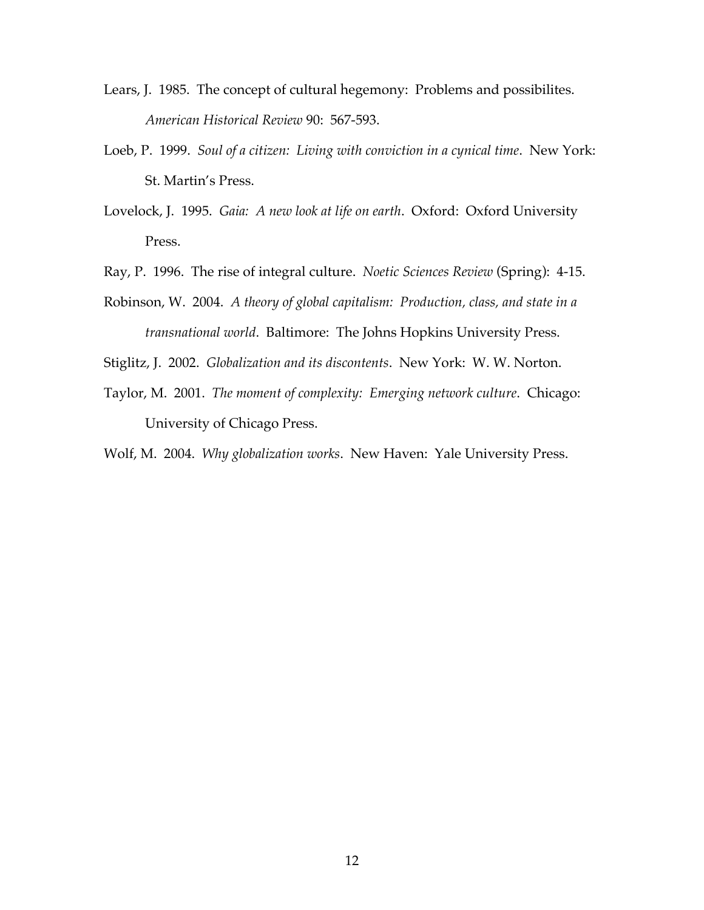Lears, J. 1985. The concept of cultural hegemony: Problems and possibilites. *American Historical Review* 90: 567-593.

Loeb, P. 1999. *Soul of a citizen: Living with conviction in a cynical time*. New York: St. Martin's Press.

Lovelock, J. 1995. *Gaia: A new look at life on earth*. Oxford: Oxford University Press.

Ray, P. 1996. The rise of integral culture. *Noetic Sciences Review* (Spring): 4-15.

Robinson, W. 2004. *A theory of global capitalism: Production, class, and state in a transnational world*. Baltimore: The Johns Hopkins University Press.

Stiglitz, J. 2002. *Globalization and its discontents*. New York: W. W. Norton.

Taylor, M. 2001. *The moment of complexity: Emerging network culture*. Chicago: University of Chicago Press.

Wolf, M. 2004. *Why globalization works*. New Haven: Yale University Press.